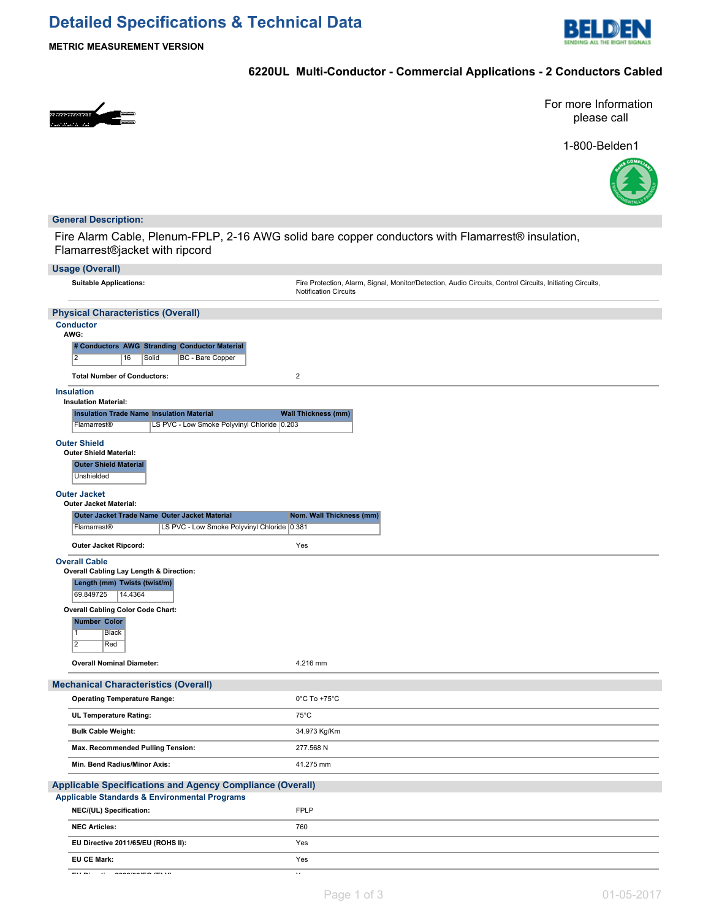# Detailed Specifications & Technical Data

**METRIC MEASUREMENT VERSION**

## 6220UL Multi-Conductor - Commercial Applications - 2 Conductors Cabled

For more Information please call

1-800-Belden1

## General Description:

Fire Alarm Cable, Plenum-FPLP, 2-16 AWG solid bare copper conductors with Flamarrest® insulation, Flamarrest®jacket with ripcord

## Usage (Overall)

| | |
|---|---|
| **Suitable Applications:** | Fire Protection, Alarm, Signal, Monitor/Detection, Audio Circuits, Control Circuits, Initiating Circuits, Notification Circuits |

## Physical Characteristics (Overall)

### Conductor

**AWG:**

| # Conductors | AWG | Stranding | Conductor Material |
|---|---|---|---|
| 2 | 16 | Solid | BC - Bare Copper |

| | |
|---|---|
| **Total Number of Conductors:** | 2 |

### Insulation

**Insulation Material:**

| Insulation Trade Name | Insulation Material | Wall Thickness (mm) |
|---|---|---|
| Flamarrest® | LS PVC - Low Smoke Polyvinyl Chloride | 0.203 |

### Outer Shield

**Outer Shield Material:**

| Outer Shield Material |
|---|
| Unshielded |

### Outer Jacket

**Outer Jacket Material:**

| Outer Jacket Trade Name | Outer Jacket Material | Nom. Wall Thickness (mm) |
|---|---|---|
| Flamarrest® | LS PVC - Low Smoke Polyvinyl Chloride | 0.381 |

| | |
|---|---|
| **Outer Jacket Ripcord:** | Yes |

### Overall Cable

**Overall Cabling Lay Length & Direction:**

| Length (mm) | Twists (twist/m) |
|---|---|
| 69.849725 | 14.4364 |

**Overall Cabling Color Code Chart:**

| Number | Color |
|---|---|
| 1 | Black |
| 2 | Red |

| | |
|---|---|
| **Overall Nominal Diameter:** | 4.216 mm |

## Mechanical Characteristics (Overall)

| | |
|---|---|
| **Operating Temperature Range:** | 0°C To +75°C |
| **UL Temperature Rating:** | 75°C |
| **Bulk Cable Weight:** | 34.973 Kg/Km |
| **Max. Recommended Pulling Tension:** | 277.568 N |
| **Min. Bend Radius/Minor Axis:** | 41.275 mm |

## Applicable Specifications and Agency Compliance (Overall)

### Applicable Standards & Environmental Programs

| | |
|---|---|
| **NEC/(UL) Specification:** | FPLP |
| **NEC Articles:** | 760 |
| **EU Directive 2011/65/EU (ROHS II):** | Yes |
| **EU CE Mark:** | Yes |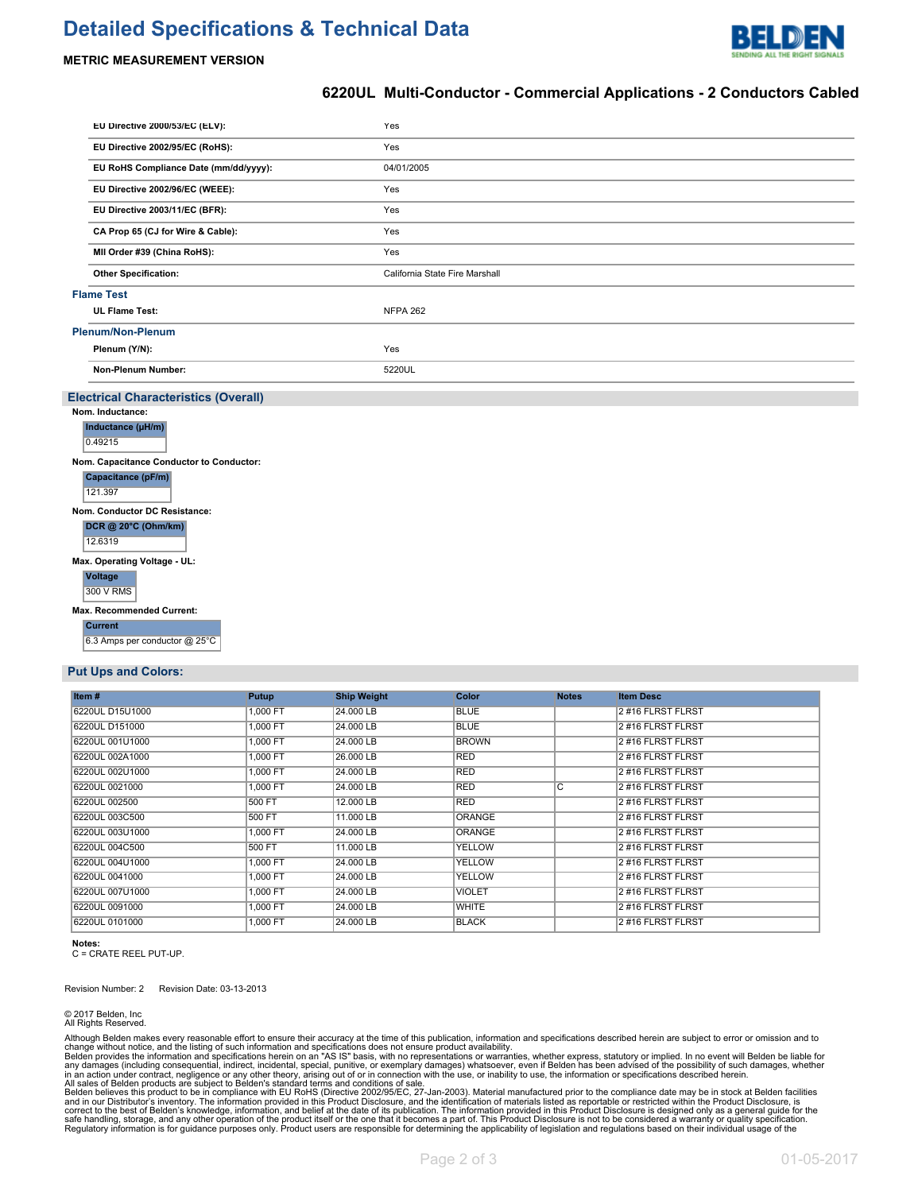# Detailed Specifications & Technical Data

**METRIC MEASUREMENT VERSION**

## 6220UL Multi-Conductor - Commercial Applications - 2 Conductors Cabled

| | |
|---|---|
| **EU Directive 2000/53/EC (ELV):** | Yes |
| **EU Directive 2002/95/EC (RoHS):** | Yes |
| **EU RoHS Compliance Date (mm/dd/yyyy):** | 04/01/2005 |
| **EU Directive 2002/96/EC (WEEE):** | Yes |
| **EU Directive 2003/11/EC (BFR):** | Yes |
| **CA Prop 65 (CJ for Wire & Cable):** | Yes |
| **MII Order #39 (China RoHS):** | Yes |
| **Other Specification:** | California State Fire Marshall |

### Flame Test

| | |
|---|---|
| **UL Flame Test:** | NFPA 262 |

### Plenum/Non-Plenum

| | |
|---|---|
| **Plenum (Y/N):** | Yes |
| **Non-Plenum Number:** | 5220UL |

## Electrical Characteristics (Overall)

**Nom. Inductance:**

| Inductance (µH/m) |
|---|
| 0.49215 |

**Nom. Capacitance Conductor to Conductor:**

| Capacitance (pF/m) |
|---|
| 121.397 |

**Nom. Conductor DC Resistance:**

| DCR @ 20°C (Ohm/km) |
|---|
| 12.6319 |

**Max. Operating Voltage - UL:**

| Voltage |
|---|
| 300 V RMS |

**Max. Recommended Current:**

| Current |
|---|
| 6.3 Amps per conductor @ 25°C |

## Put Ups and Colors:

| Item # | Putup | Ship Weight | Color | Notes | Item Desc |
|---|---|---|---|---|---|
| 6220UL D15U1000 | 1,000 FT | 24.000 LB | BLUE | | 2 #16 FLRST FLRST |
| 6220UL D151000 | 1,000 FT | 24.000 LB | BLUE | | 2 #16 FLRST FLRST |
| 6220UL 001U1000 | 1,000 FT | 24.000 LB | BROWN | | 2 #16 FLRST FLRST |
| 6220UL 002A1000 | 1,000 FT | 26.000 LB | RED | | 2 #16 FLRST FLRST |
| 6220UL 002U1000 | 1,000 FT | 24.000 LB | RED | | 2 #16 FLRST FLRST |
| 6220UL 0021000 | 1,000 FT | 24.000 LB | RED | C | 2 #16 FLRST FLRST |
| 6220UL 002500 | 500 FT | 12.000 LB | RED | | 2 #16 FLRST FLRST |
| 6220UL 003C500 | 500 FT | 11.000 LB | ORANGE | | 2 #16 FLRST FLRST |
| 6220UL 003U1000 | 1,000 FT | 24.000 LB | ORANGE | | 2 #16 FLRST FLRST |
| 6220UL 004C500 | 500 FT | 11.000 LB | YELLOW | | 2 #16 FLRST FLRST |
| 6220UL 004U1000 | 1,000 FT | 24.000 LB | YELLOW | | 2 #16 FLRST FLRST |
| 6220UL 0041000 | 1,000 FT | 24.000 LB | YELLOW | | 2 #16 FLRST FLRST |
| 6220UL 007U1000 | 1,000 FT | 24.000 LB | VIOLET | | 2 #16 FLRST FLRST |
| 6220UL 0091000 | 1,000 FT | 24.000 LB | WHITE | | 2 #16 FLRST FLRST |
| 6220UL 0101000 | 1,000 FT | 24.000 LB | BLACK | | 2 #16 FLRST FLRST |

**Notes:**
C = CRATE REEL PUT-UP.

Revision Number: 2 Revision Date: 03-13-2013

© 2017 Belden, Inc
All Rights Reserved.

Although Belden makes every reasonable effort to ensure their accuracy at the time of this publication, information and specifications described herein are subject to error or omission and to change without notice, and the listing of such information and specifications does not ensure product availability.
Belden provides the information and specifications herein on an "AS IS" basis, with no representations or warranties, whether express, statutory or implied. In no event will Belden be liable for any damages (including consequential, indirect, incidental, special, punitive, or exemplary damages) whatsoever, even if Belden has been advised of the possibility of such damages, whether in an action under contract, negligence or any other theory, arising out of or in connection with the use, or inability to use, the information or specifications described herein.
All sales of Belden products are subject to Belden's standard terms and conditions of sale.
Belden believes this product to be in compliance with EU RoHS (Directive 2002/95/EC, 27-Jan-2003). Material manufactured prior to the compliance date may be in stock at Belden facilities and in our Distributor's inventory. The information provided in this Product Disclosure, and the identification of materials listed as reportable or restricted within the Product Disclosure, is correct to the best of Belden's knowledge, information, and belief at the date of its publication. The information provided in this Product Disclosure is designed only as a general guide for the safe handling, storage, and any other operation of the product itself or the one that it becomes a part of. This Product Disclosure is not to be considered a warranty or quality specification. Regulatory information is for guidance purposes only. Product users are responsible for determining the applicability of legislation and regulations based on their individual usage of the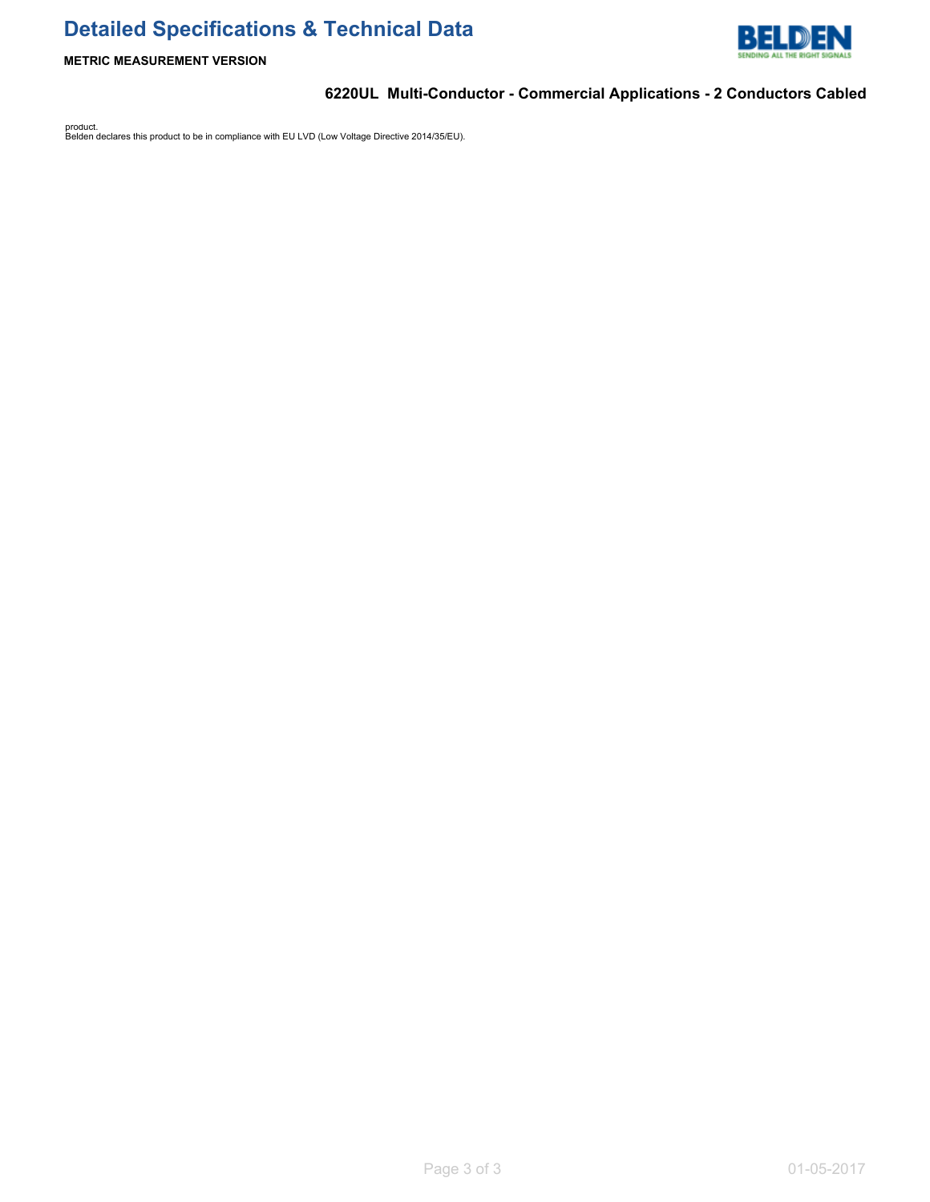product.
Belden declares this product to be in compliance with EU LVD (Low Voltage Directive 2014/35/EU).